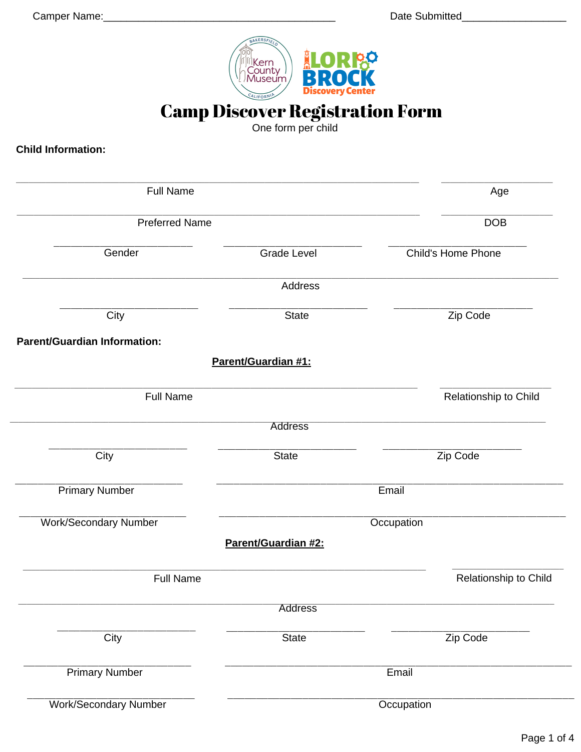Camper Name:_______________________________________ Date Submitted_________________

# Camp Discover Registration Form

One form per child

**Child Information:**

_______________________________________________ Full Name

_____________ Age

_______________________________________________ Preferred Name

_____________ DOB

____________________ Gender

____________________ Grade Level

____________________ Child's Home Phone

_______________________________________________ Address

____________________ City

____________________ State

____________________ Zip Code

**Parent/Guardian Information:**

**<u>Parent/Guardian #1:</u>**

_______________________________________________ Full Name

_____________ Relationship to Child

_______________________________________________ Address

____________________ City

____________________ State

____________________ Zip Code

________________________ Primary Number

_______________________________________________ Email

________________________ Work/Secondary Number

_______________________________________________ Occupation

**<u>Parent/Guardian #2:</u>**

_______________________________________________ Full Name

_____________ Relationship to Child

_______________________________________________ Address

____________________ City

____________________ State

____________________ Zip Code

________________________ Primary Number

_______________________________________________ Email

________________________ Work/Secondary Number

_______________________________________________ Occupation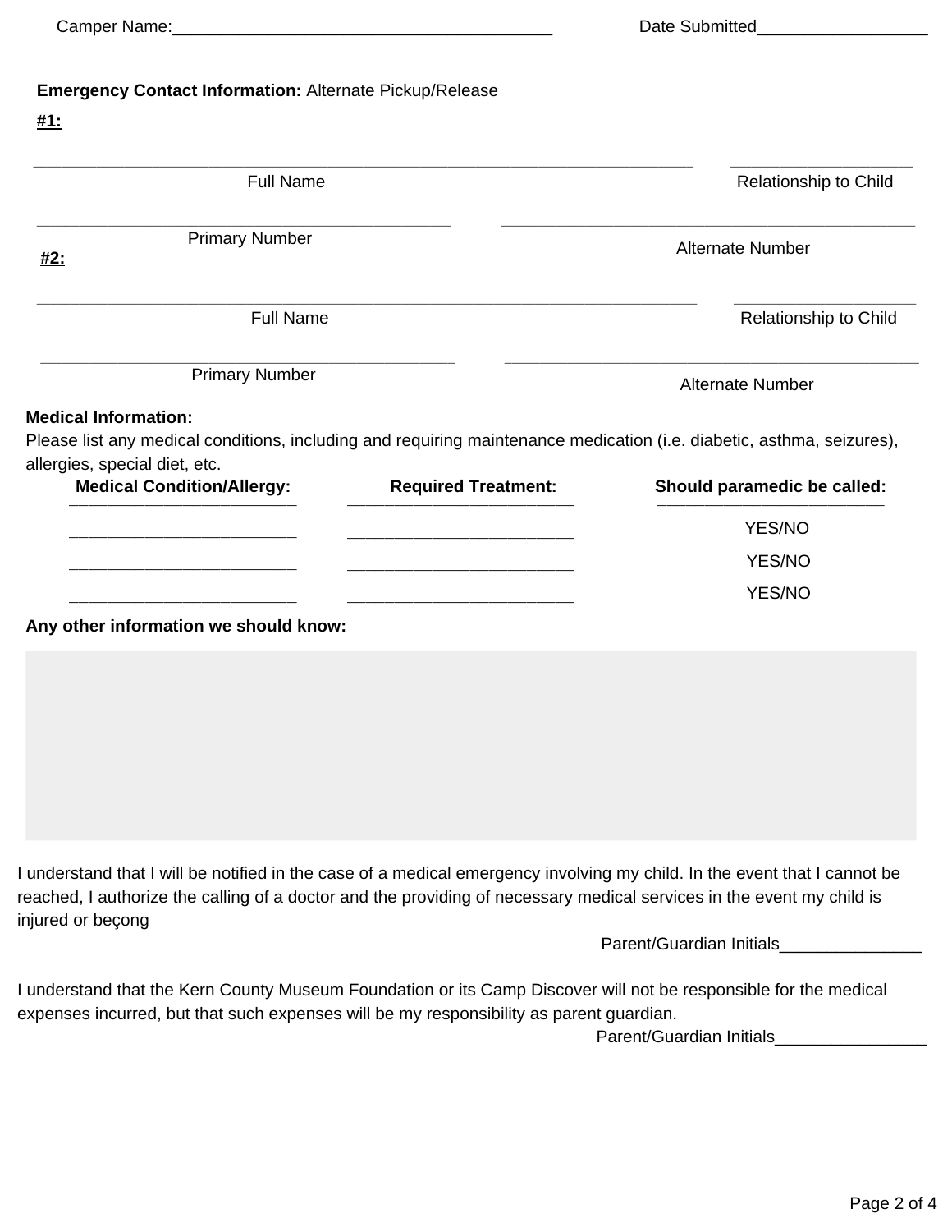Camper Name:_______________________________________ Date Submitted_________________

**Emergency Contact Information:** Alternate Pickup/Release

**#1:**

______________________________________________________________________ ___________________

Full Name Relationship to Child

___________________________________________ ___________________________________________

Primary Number Alternate Number

**#2:**

______________________________________________________________________ ___________________

Full Name Relationship to Child

___________________________________________ ___________________________________________

Primary Number Alternate Number

**Medical Information:**

Please list any medical conditions, including and requiring maintenance medication (i.e. diabetic, asthma, seizures), allergies, special diet, etc.

| Medical Condition/Allergy: | Required Treatment: | Should paramedic be called: |
|---|---|---|
| _______________________ | _______________________ | YES/NO |
| _______________________ | _______________________ | YES/NO |
| _______________________ | _______________________ | YES/NO |

**Any other information we should know:**

I understand that I will be notified in the case of a medical emergency involving my child. In the event that I cannot be reached, I authorize the calling of a doctor and the providing of necessary medical services in the event my child is injured or beçong

Parent/Guardian Initials_______________

I understand that the Kern County Museum Foundation or its Camp Discover will not be responsible for the medical expenses incurred, but that such expenses will be my responsibility as parent guardian.

Parent/Guardian Initials________________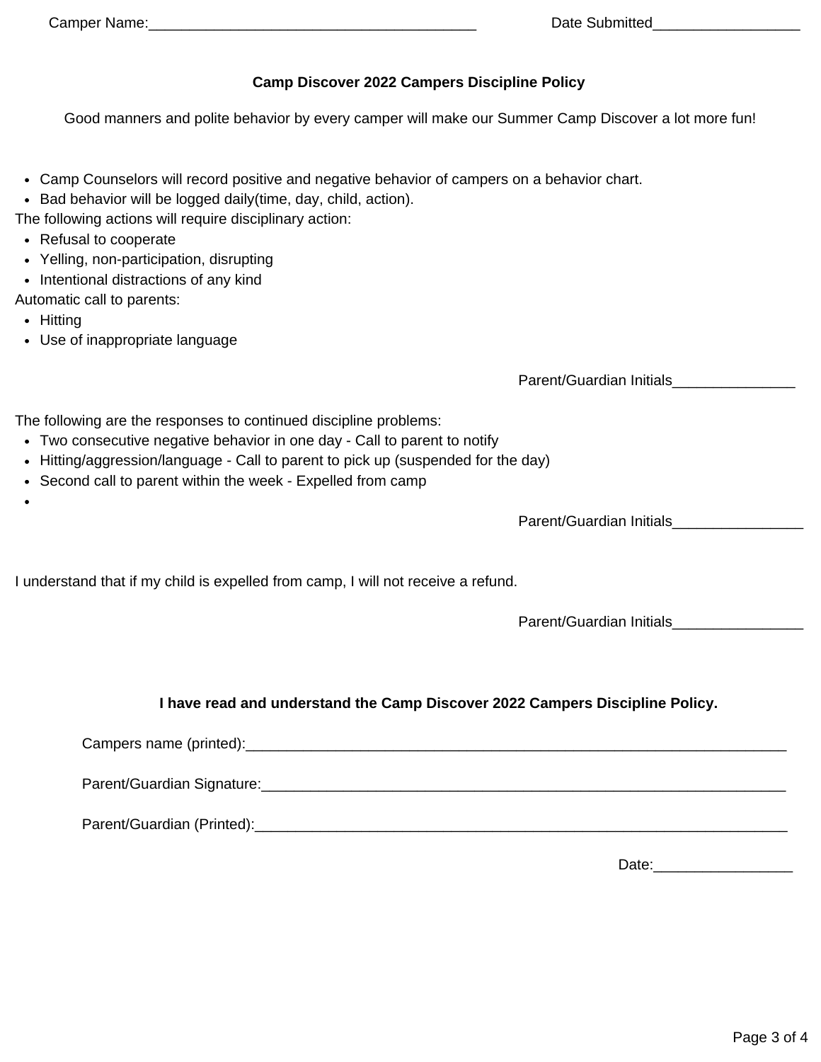Camper Name:________________________________________ Date Submitted__________________

**Camp Discover 2022 Campers Discipline Policy**

Good manners and polite behavior by every camper will make our Summer Camp Discover a lot more fun!

- Camp Counselors will record positive and negative behavior of campers on a behavior chart.
- Bad behavior will be logged daily(time, day, child, action).

The following actions will require disciplinary action:

- Refusal to cooperate
- Yelling, non-participation, disrupting
- Intentional distractions of any kind

Automatic call to parents:

- Hitting
- Use of inappropriate language

Parent/Guardian Initials_______________

The following are the responses to continued discipline problems:

- Two consecutive negative behavior in one day - Call to parent to notify
- Hitting/aggression/language - Call to parent to pick up (suspended for the day)
- Second call to parent within the week - Expelled from camp
- 

Parent/Guardian Initials________________

I understand that if my child is expelled from camp, I will not receive a refund.

Parent/Guardian Initials________________

**I have read and understand the Camp Discover 2022 Campers Discipline Policy.**

Campers name (printed):_____________________________________________________________________

Parent/Guardian Signature:___________________________________________________________________

Parent/Guardian (Printed):____________________________________________________________________

Date:_________________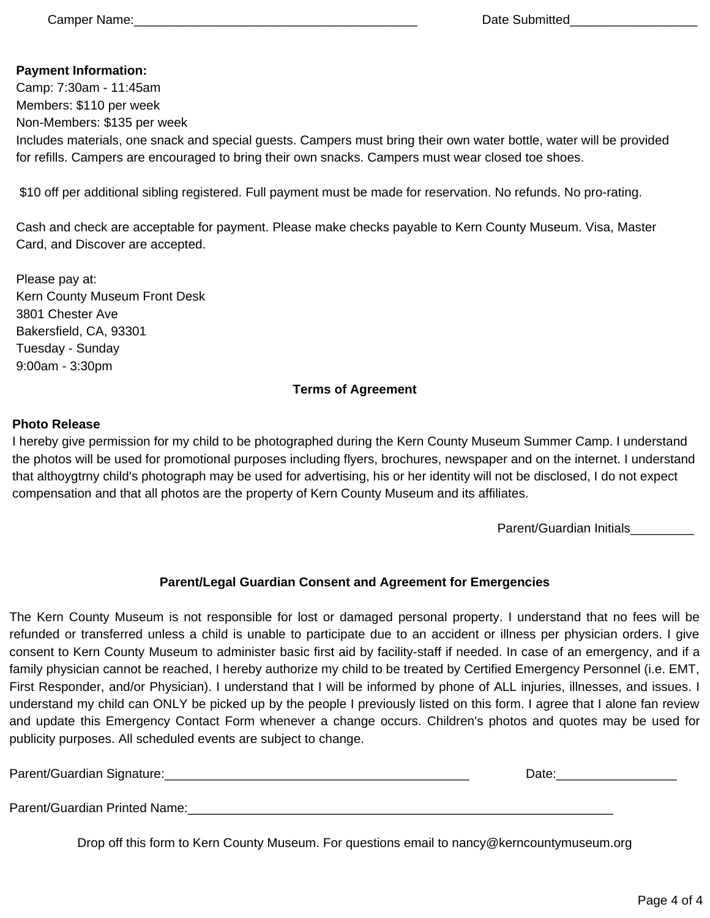Camper Name:________________________________________ Date Submitted__________________

**Payment Information:**

Camp: 7:30am - 11:45am
Members: $110 per week
Non-Members: $135 per week
Includes materials, one snack and special guests. Campers must bring their own water bottle, water will be provided for refills. Campers are encouraged to bring their own snacks. Campers must wear closed toe shoes.

$10 off per additional sibling registered. Full payment must be made for reservation. No refunds. No pro-rating.

Cash and check are acceptable for payment. Please make checks payable to Kern County Museum. Visa, Master Card, and Discover are accepted.

Please pay at:
Kern County Museum Front Desk
3801 Chester Ave
Bakersfield, CA, 93301
Tuesday - Sunday
9:00am - 3:30pm

## Terms of Agreement

**Photo Release**

I hereby give permission for my child to be photographed during the Kern County Museum Summer Camp. I understand the photos will be used for promotional purposes including flyers, brochures, newspaper and on the internet. I understand that althoygtrny child's photograph may be used for advertising, his or her identity will not be disclosed, I do not expect compensation and that all photos are the property of Kern County Museum and its affiliates.

Parent/Guardian Initials_________

## Parent/Legal Guardian Consent and Agreement for Emergencies

The Kern County Museum is not responsible for lost or damaged personal property. I understand that no fees will be refunded or transferred unless a child is unable to participate due to an accident or illness per physician orders. I give consent to Kern County Museum to administer basic first aid by facility-staff if needed. In case of an emergency, and if a family physician cannot be reached, I hereby authorize my child to be treated by Certified Emergency Personnel (i.e. EMT, First Responder, and/or Physician). I understand that I will be informed by phone of ALL injuries, illnesses, and issues. I understand my child can ONLY be picked up by the people I previously listed on this form. I agree that I alone fan review and update this Emergency Contact Form whenever a change occurs. Children's photos and quotes may be used for publicity purposes. All scheduled events are subject to change.

Parent/Guardian Signature:____________________________________________ Date:_________________

Parent/Guardian Printed Name:______________________________________________________________

Drop off this form to Kern County Museum. For questions email to nancy@kerncountymuseum.org